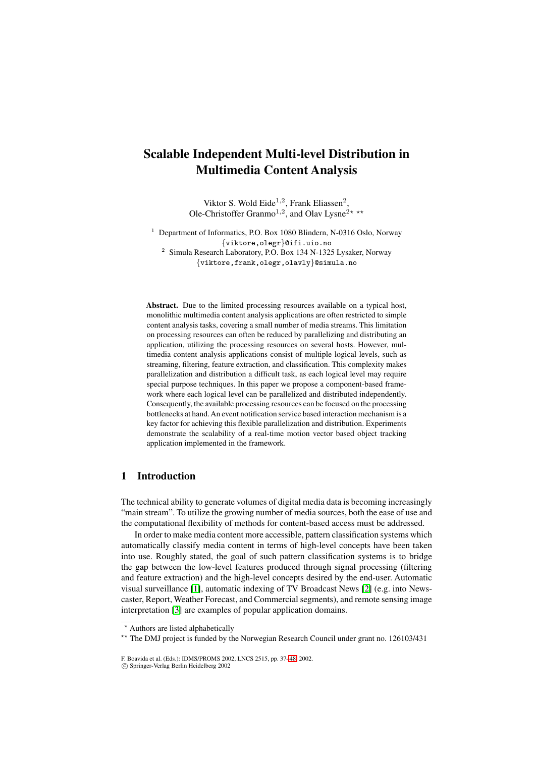# Scalable Independent Multi-level Distribution in Multimedia Content Analysis

Viktor S. Wold Eide[1,2], Frank Eliassen[2], Ole-Christoffer Granmo[1,2], and Olav Lysne[2] * **

[1] Department of Informatics, P.O. Box 1080 Blindern, N-0316 Oslo, Norway
{viktore,olegr}@ifi.uio.no

[2] Simula Research Laboratory, P.O. Box 134 N-1325 Lysaker, Norway
{viktore,frank,olegr,olavly}@simula.no

**Abstract.** Due to the limited processing resources available on a typical host, monolithic multimedia content analysis applications are often restricted to simple content analysis tasks, covering a small number of media streams. This limitation on processing resources can often be reduced by parallelizing and distributing an application, utilizing the processing resources on several hosts. However, multimedia content analysis applications consist of multiple logical levels, such as streaming, filtering, feature extraction, and classification. This complexity makes parallelization and distribution a difficult task, as each logical level may require special purpose techniques. In this paper we propose a component-based framework where each logical level can be parallelized and distributed independently. Consequently, the available processing resources can be focused on the processing bottlenecks at hand. An event notification service based interaction mechanism is a key factor for achieving this flexible parallelization and distribution. Experiments demonstrate the scalability of a real-time motion vector based object tracking application implemented in the framework.

## 1 Introduction

The technical ability to generate volumes of digital media data is becoming increasingly "main stream". To utilize the growing number of media sources, both the ease of use and the computational flexibility of methods for content-based access must be addressed.

In order to make media content more accessible, pattern classification systems which automatically classify media content in terms of high-level concepts have been taken into use. Roughly stated, the goal of such pattern classification systems is to bridge the gap between the low-level features produced through signal processing (filtering and feature extraction) and the high-level concepts desired by the end-user. Automatic visual surveillance [1], automatic indexing of TV Broadcast News [2] (e.g. into Newscaster, Report, Weather Forecast, and Commercial segments), and remote sensing image interpretation [3] are examples of popular application domains.

* Authors are listed alphabetically

** The DMJ project is funded by the Norwegian Research Council under grant no. 126103/431

F. Boavida et al. (Eds.): IDMS/PROMS 2002, LNCS 2515, pp. 37–48, 2002.
© Springer-Verlag Berlin Heidelberg 2002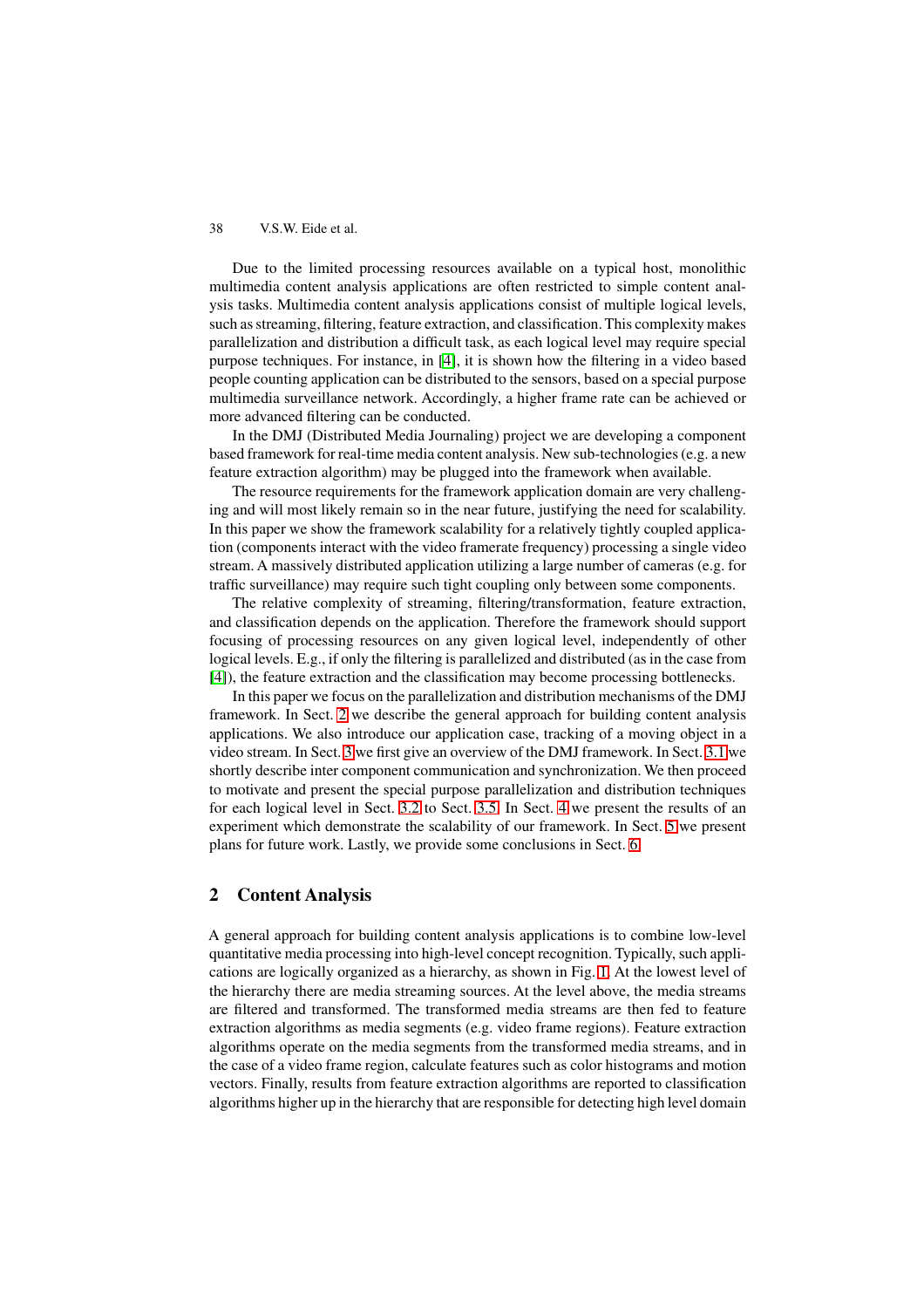Due to the limited processing resources available on a typical host, monolithic multimedia content analysis applications are often restricted to simple content analysis tasks. Multimedia content analysis applications consist of multiple logical levels, such as streaming, filtering, feature extraction, and classification. This complexity makes parallelization and distribution a difficult task, as each logical level may require special purpose techniques. For instance, in [4], it is shown how the filtering in a video based people counting application can be distributed to the sensors, based on a special purpose multimedia surveillance network. Accordingly, a higher frame rate can be achieved or more advanced filtering can be conducted.

In the DMJ (Distributed Media Journaling) project we are developing a component based framework for real-time media content analysis. New sub-technologies (e.g. a new feature extraction algorithm) may be plugged into the framework when available.

The resource requirements for the framework application domain are very challenging and will most likely remain so in the near future, justifying the need for scalability. In this paper we show the framework scalability for a relatively tightly coupled application (components interact with the video framerate frequency) processing a single video stream. A massively distributed application utilizing a large number of cameras (e.g. for traffic surveillance) may require such tight coupling only between some components.

The relative complexity of streaming, filtering/transformation, feature extraction, and classification depends on the application. Therefore the framework should support focusing of processing resources on any given logical level, independently of other logical levels. E.g., if only the filtering is parallelized and distributed (as in the case from [4]), the feature extraction and the classification may become processing bottlenecks.

In this paper we focus on the parallelization and distribution mechanisms of the DMJ framework. In Sect. 2 we describe the general approach for building content analysis applications. We also introduce our application case, tracking of a moving object in a video stream. In Sect. 3 we first give an overview of the DMJ framework. In Sect. 3.1 we shortly describe inter component communication and synchronization. We then proceed to motivate and present the special purpose parallelization and distribution techniques for each logical level in Sect. 3.2 to Sect. 3.5. In Sect. 4 we present the results of an experiment which demonstrate the scalability of our framework. In Sect. 5 we present plans for future work. Lastly, we provide some conclusions in Sect. 6.

## 2 Content Analysis

A general approach for building content analysis applications is to combine low-level quantitative media processing into high-level concept recognition. Typically, such applications are logically organized as a hierarchy, as shown in Fig. 1. At the lowest level of the hierarchy there are media streaming sources. At the level above, the media streams are filtered and transformed. The transformed media streams are then fed to feature extraction algorithms as media segments (e.g. video frame regions). Feature extraction algorithms operate on the media segments from the transformed media streams, and in the case of a video frame region, calculate features such as color histograms and motion vectors. Finally, results from feature extraction algorithms are reported to classification algorithms higher up in the hierarchy that are responsible for detecting high level domain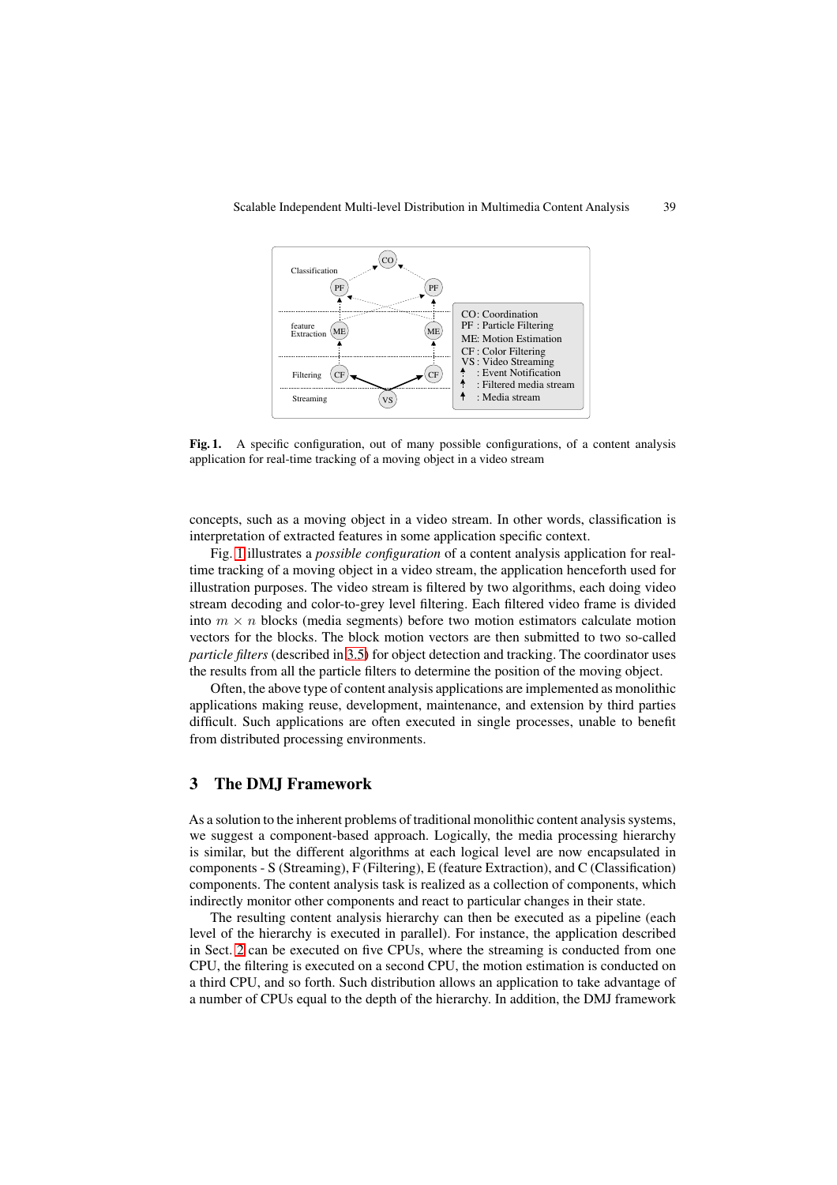**Fig. 1.** A specific configuration, out of many possible configurations, of a content analysis application for real-time tracking of a moving object in a video stream

concepts, such as a moving object in a video stream. In other words, classification is interpretation of extracted features in some application specific context.

Fig. 1 illustrates a *possible configuration* of a content analysis application for real-time tracking of a moving object in a video stream, the application henceforth used for illustration purposes. The video stream is filtered by two algorithms, each doing video stream decoding and color-to-grey level filtering. Each filtered video frame is divided into $m \times n$ blocks (media segments) before two motion estimators calculate motion vectors for the blocks. The block motion vectors are then submitted to two so-called *particle filters* (described in 3.5) for object detection and tracking. The coordinator uses the results from all the particle filters to determine the position of the moving object.

Often, the above type of content analysis applications are implemented as monolithic applications making reuse, development, maintenance, and extension by third parties difficult. Such applications are often executed in single processes, unable to benefit from distributed processing environments.

## 3 The DMJ Framework

As a solution to the inherent problems of traditional monolithic content analysis systems, we suggest a component-based approach. Logically, the media processing hierarchy is similar, but the different algorithms at each logical level are now encapsulated in components - S (Streaming), F (Filtering), E (feature Extraction), and C (Classification) components. The content analysis task is realized as a collection of components, which indirectly monitor other components and react to particular changes in their state.

The resulting content analysis hierarchy can then be executed as a pipeline (each level of the hierarchy is executed in parallel). For instance, the application described in Sect. 2 can be executed on five CPUs, where the streaming is conducted from one CPU, the filtering is executed on a second CPU, the motion estimation is conducted on a third CPU, and so forth. Such distribution allows an application to take advantage of a number of CPUs equal to the depth of the hierarchy. In addition, the DMJ framework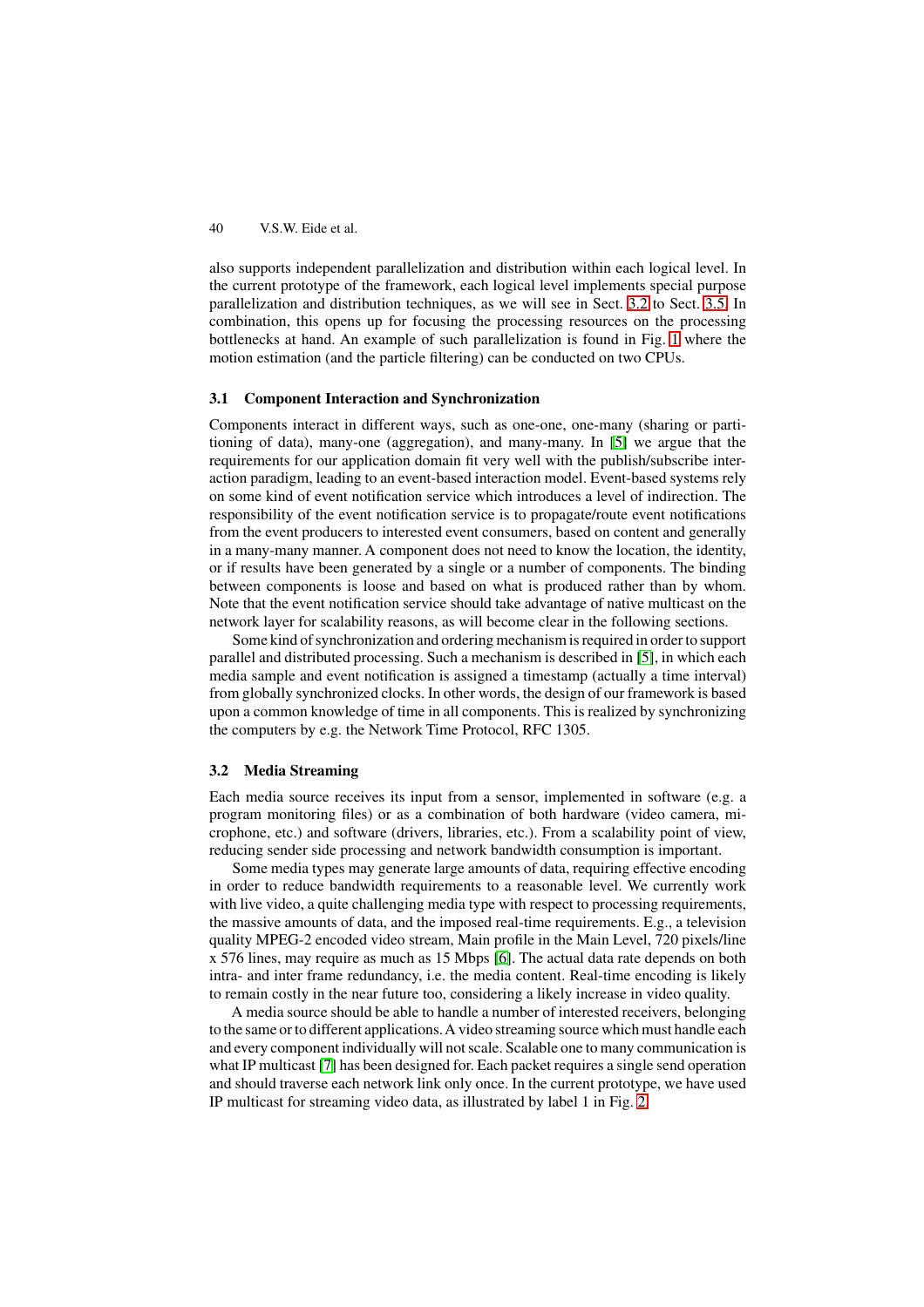also supports independent parallelization and distribution within each logical level. In the current prototype of the framework, each logical level implements special purpose parallelization and distribution techniques, as we will see in Sect. 3.2 to Sect. 3.5. In combination, this opens up for focusing the processing resources on the processing bottlenecks at hand. An example of such parallelization is found in Fig. 1 where the motion estimation (and the particle filtering) can be conducted on two CPUs.

### 3.1 Component Interaction and Synchronization

Components interact in different ways, such as one-one, one-many (sharing or partitioning of data), many-one (aggregation), and many-many. In [5] we argue that the requirements for our application domain fit very well with the publish/subscribe interaction paradigm, leading to an event-based interaction model. Event-based systems rely on some kind of event notification service which introduces a level of indirection. The responsibility of the event notification service is to propagate/route event notifications from the event producers to interested event consumers, based on content and generally in a many-many manner. A component does not need to know the location, the identity, or if results have been generated by a single or a number of components. The binding between components is loose and based on what is produced rather than by whom. Note that the event notification service should take advantage of native multicast on the network layer for scalability reasons, as will become clear in the following sections.

Some kind of synchronization and ordering mechanism is required in order to support parallel and distributed processing. Such a mechanism is described in [5], in which each media sample and event notification is assigned a timestamp (actually a time interval) from globally synchronized clocks. In other words, the design of our framework is based upon a common knowledge of time in all components. This is realized by synchronizing the computers by e.g. the Network Time Protocol, RFC 1305.

### 3.2 Media Streaming

Each media source receives its input from a sensor, implemented in software (e.g. a program monitoring files) or as a combination of both hardware (video camera, microphone, etc.) and software (drivers, libraries, etc.). From a scalability point of view, reducing sender side processing and network bandwidth consumption is important.

Some media types may generate large amounts of data, requiring effective encoding in order to reduce bandwidth requirements to a reasonable level. We currently work with live video, a quite challenging media type with respect to processing requirements, the massive amounts of data, and the imposed real-time requirements. E.g., a television quality MPEG-2 encoded video stream, Main profile in the Main Level, 720 pixels/line x 576 lines, may require as much as 15 Mbps [6]. The actual data rate depends on both intra- and inter frame redundancy, i.e. the media content. Real-time encoding is likely to remain costly in the near future too, considering a likely increase in video quality.

A media source should be able to handle a number of interested receivers, belonging to the same or to different applications. A video streaming source which must handle each and every component individually will not scale. Scalable one to many communication is what IP multicast [7] has been designed for. Each packet requires a single send operation and should traverse each network link only once. In the current prototype, we have used IP multicast for streaming video data, as illustrated by label 1 in Fig. 2.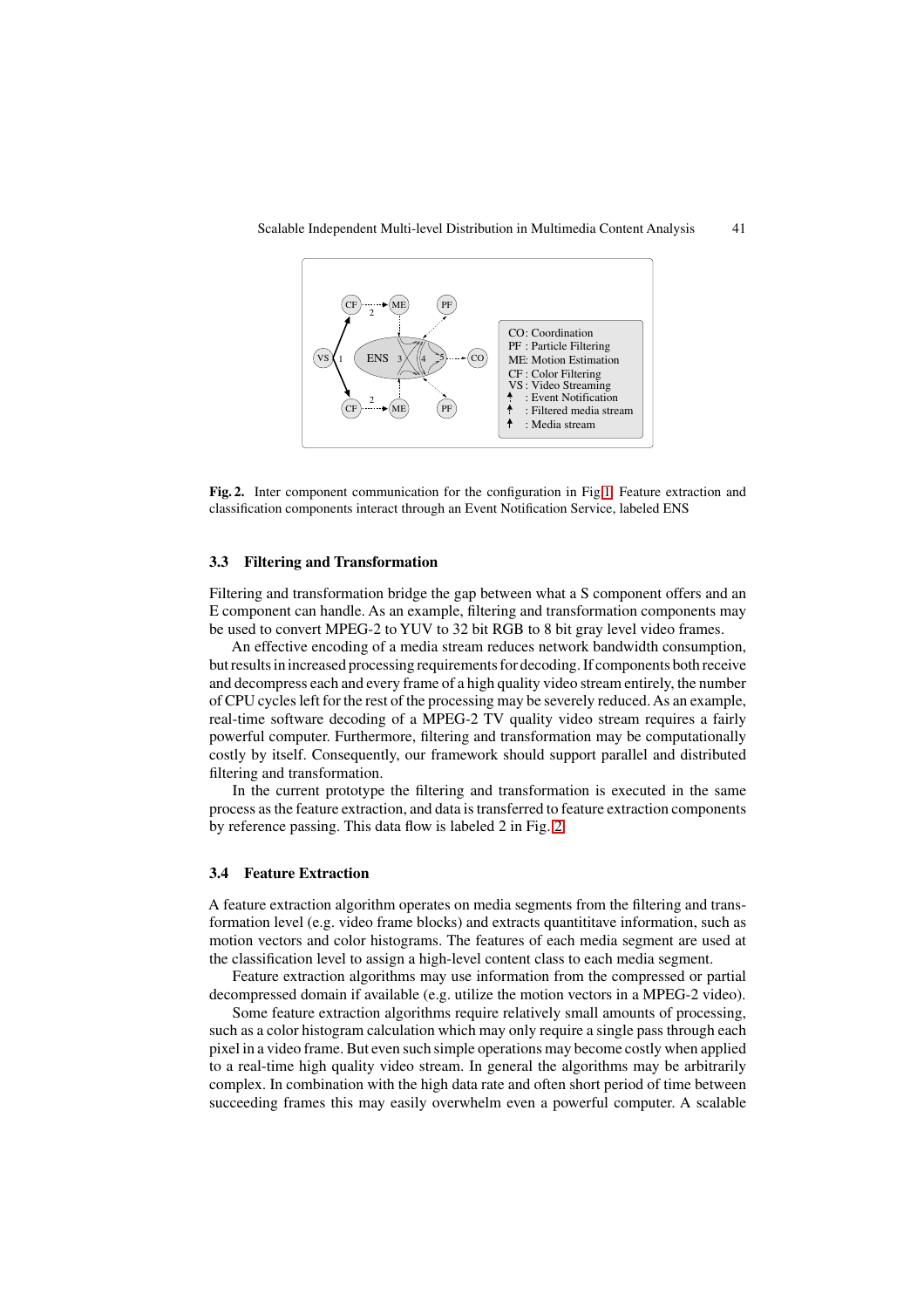**Fig. 2.** Inter component communication for the configuration in Fig 1. Feature extraction and classification components interact through an Event Notification Service, labeled ENS

### 3.3 Filtering and Transformation

Filtering and transformation bridge the gap between what a S component offers and an E component can handle. As an example, filtering and transformation components may be used to convert MPEG-2 to YUV to 32 bit RGB to 8 bit gray level video frames.

An effective encoding of a media stream reduces network bandwidth consumption, but results in increased processing requirements for decoding. If components both receive and decompress each and every frame of a high quality video stream entirely, the number of CPU cycles left for the rest of the processing may be severely reduced. As an example, real-time software decoding of a MPEG-2 TV quality video stream requires a fairly powerful computer. Furthermore, filtering and transformation may be computationally costly by itself. Consequently, our framework should support parallel and distributed filtering and transformation.

In the current prototype the filtering and transformation is executed in the same process as the feature extraction, and data is transferred to feature extraction components by reference passing. This data flow is labeled 2 in Fig. 2.

### 3.4 Feature Extraction

A feature extraction algorithm operates on media segments from the filtering and transformation level (e.g. video frame blocks) and extracts quantititave information, such as motion vectors and color histograms. The features of each media segment are used at the classification level to assign a high-level content class to each media segment.

Feature extraction algorithms may use information from the compressed or partial decompressed domain if available (e.g. utilize the motion vectors in a MPEG-2 video).

Some feature extraction algorithms require relatively small amounts of processing, such as a color histogram calculation which may only require a single pass through each pixel in a video frame. But even such simple operations may become costly when applied to a real-time high quality video stream. In general the algorithms may be arbitrarily complex. In combination with the high data rate and often short period of time between succeeding frames this may easily overwhelm even a powerful computer. A scalable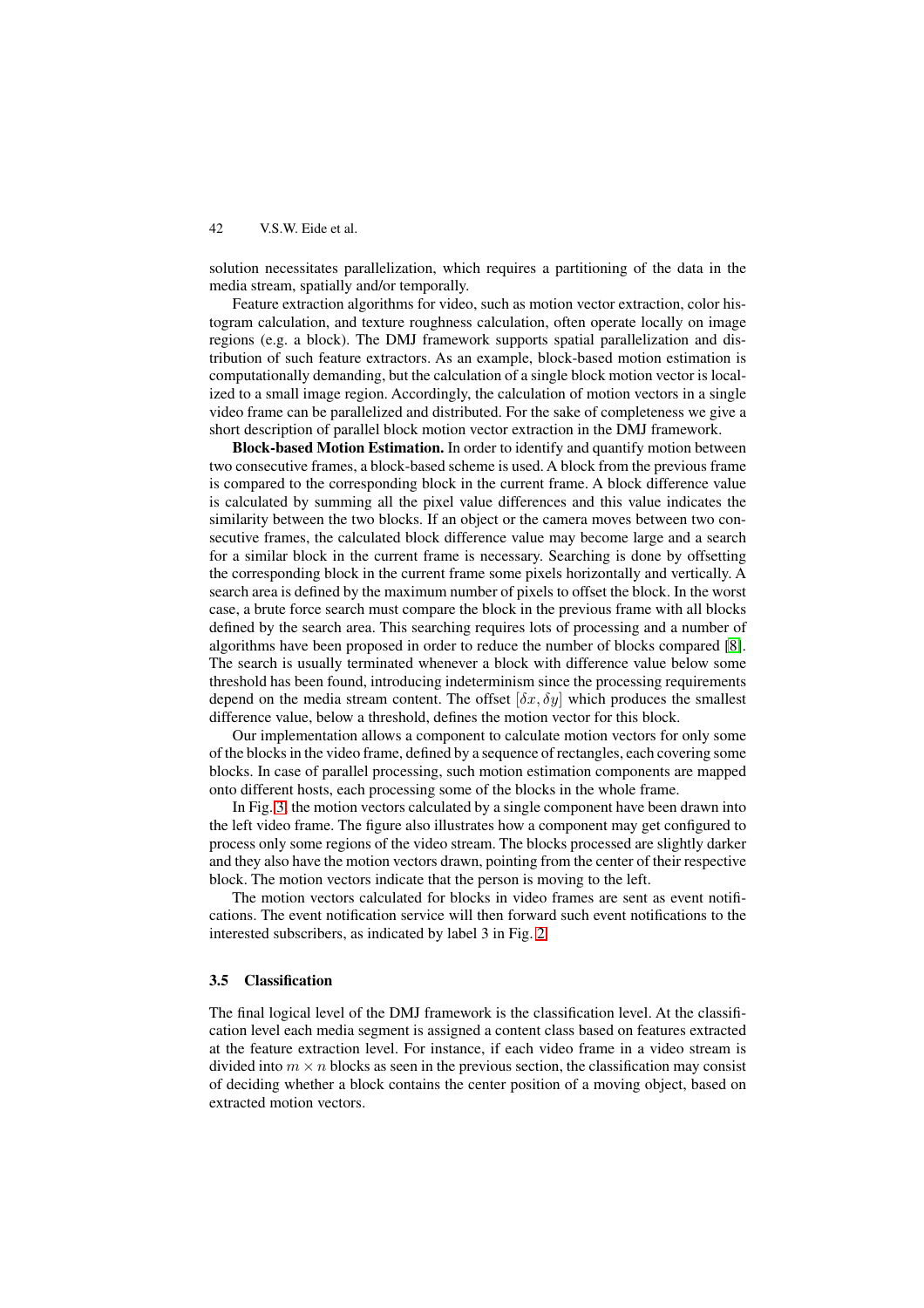solution necessitates parallelization, which requires a partitioning of the data in the media stream, spatially and/or temporally.

Feature extraction algorithms for video, such as motion vector extraction, color histogram calculation, and texture roughness calculation, often operate locally on image regions (e.g. a block). The DMJ framework supports spatial parallelization and distribution of such feature extractors. As an example, block-based motion estimation is computationally demanding, but the calculation of a single block motion vector is localized to a small image region. Accordingly, the calculation of motion vectors in a single video frame can be parallelized and distributed. For the sake of completeness we give a short description of parallel block motion vector extraction in the DMJ framework.

**Block-based Motion Estimation.** In order to identify and quantify motion between two consecutive frames, a block-based scheme is used. A block from the previous frame is compared to the corresponding block in the current frame. A block difference value is calculated by summing all the pixel value differences and this value indicates the similarity between the two blocks. If an object or the camera moves between two consecutive frames, the calculated block difference value may become large and a search for a similar block in the current frame is necessary. Searching is done by offsetting the corresponding block in the current frame some pixels horizontally and vertically. A search area is defined by the maximum number of pixels to offset the block. In the worst case, a brute force search must compare the block in the previous frame with all blocks defined by the search area. This searching requires lots of processing and a number of algorithms have been proposed in order to reduce the number of blocks compared [8]. The search is usually terminated whenever a block with difference value below some threshold has been found, introducing indeterminism since the processing requirements depend on the media stream content. The offset $[\delta x, \delta y]$ which produces the smallest difference value, below a threshold, defines the motion vector for this block.

Our implementation allows a component to calculate motion vectors for only some of the blocks in the video frame, defined by a sequence of rectangles, each covering some blocks. In case of parallel processing, such motion estimation components are mapped onto different hosts, each processing some of the blocks in the whole frame.

In Fig. 3, the motion vectors calculated by a single component have been drawn into the left video frame. The figure also illustrates how a component may get configured to process only some regions of the video stream. The blocks processed are slightly darker and they also have the motion vectors drawn, pointing from the center of their respective block. The motion vectors indicate that the person is moving to the left.

The motion vectors calculated for blocks in video frames are sent as event notifications. The event notification service will then forward such event notifications to the interested subscribers, as indicated by label 3 in Fig. 2.

### 3.5 Classification

The final logical level of the DMJ framework is the classification level. At the classification level each media segment is assigned a content class based on features extracted at the feature extraction level. For instance, if each video frame in a video stream is divided into $m \times n$ blocks as seen in the previous section, the classification may consist of deciding whether a block contains the center position of a moving object, based on extracted motion vectors.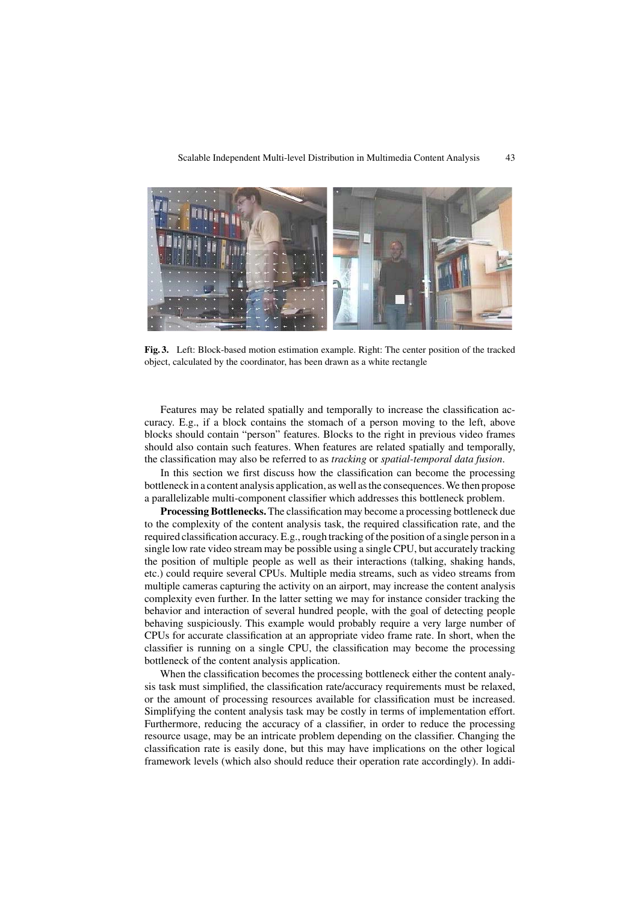**Fig. 3.** Left: Block-based motion estimation example. Right: The center position of the tracked object, calculated by the coordinator, has been drawn as a white rectangle

Features may be related spatially and temporally to increase the classification accuracy. E.g., if a block contains the stomach of a person moving to the left, above blocks should contain "person" features. Blocks to the right in previous video frames should also contain such features. When features are related spatially and temporally, the classification may also be referred to as *tracking* or *spatial-temporal data fusion*.

In this section we first discuss how the classification can become the processing bottleneck in a content analysis application, as well as the consequences. We then propose a parallelizable multi-component classifier which addresses this bottleneck problem.

**Processing Bottlenecks.** The classification may become a processing bottleneck due to the complexity of the content analysis task, the required classification rate, and the required classification accuracy. E.g., rough tracking of the position of a single person in a single low rate video stream may be possible using a single CPU, but accurately tracking the position of multiple people as well as their interactions (talking, shaking hands, etc.) could require several CPUs. Multiple media streams, such as video streams from multiple cameras capturing the activity on an airport, may increase the content analysis complexity even further. In the latter setting we may for instance consider tracking the behavior and interaction of several hundred people, with the goal of detecting people behaving suspiciously. This example would probably require a very large number of CPUs for accurate classification at an appropriate video frame rate. In short, when the classifier is running on a single CPU, the classification may become the processing bottleneck of the content analysis application.

When the classification becomes the processing bottleneck either the content analysis task must simplified, the classification rate/accuracy requirements must be relaxed, or the amount of processing resources available for classification must be increased. Simplifying the content analysis task may be costly in terms of implementation effort. Furthermore, reducing the accuracy of a classifier, in order to reduce the processing resource usage, may be an intricate problem depending on the classifier. Changing the classification rate is easily done, but this may have implications on the other logical framework levels (which also should reduce their operation rate accordingly). In addi-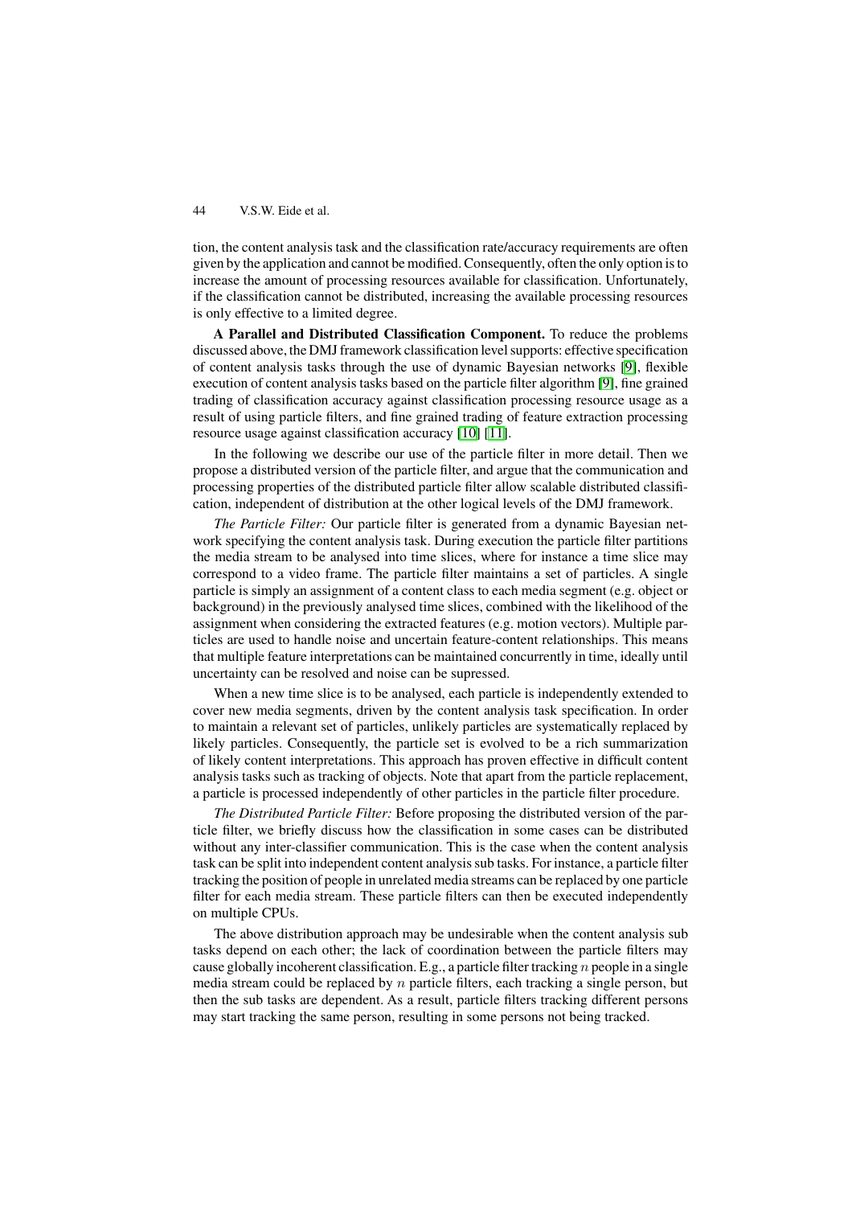tion, the content analysis task and the classification rate/accuracy requirements are often given by the application and cannot be modified. Consequently, often the only option is to increase the amount of processing resources available for classification. Unfortunately, if the classification cannot be distributed, increasing the available processing resources is only effective to a limited degree.

**A Parallel and Distributed Classification Component.** To reduce the problems discussed above, the DMJ framework classification level supports: effective specification of content analysis tasks through the use of dynamic Bayesian networks [9], flexible execution of content analysis tasks based on the particle filter algorithm [9], fine grained trading of classification accuracy against classification processing resource usage as a result of using particle filters, and fine grained trading of feature extraction processing resource usage against classification accuracy [10] [11].

In the following we describe our use of the particle filter in more detail. Then we propose a distributed version of the particle filter, and argue that the communication and processing properties of the distributed particle filter allow scalable distributed classification, independent of distribution at the other logical levels of the DMJ framework.

*The Particle Filter:* Our particle filter is generated from a dynamic Bayesian network specifying the content analysis task. During execution the particle filter partitions the media stream to be analysed into time slices, where for instance a time slice may correspond to a video frame. The particle filter maintains a set of particles. A single particle is simply an assignment of a content class to each media segment (e.g. object or background) in the previously analysed time slices, combined with the likelihood of the assignment when considering the extracted features (e.g. motion vectors). Multiple particles are used to handle noise and uncertain feature-content relationships. This means that multiple feature interpretations can be maintained concurrently in time, ideally until uncertainty can be resolved and noise can be supressed.

When a new time slice is to be analysed, each particle is independently extended to cover new media segments, driven by the content analysis task specification. In order to maintain a relevant set of particles, unlikely particles are systematically replaced by likely particles. Consequently, the particle set is evolved to be a rich summarization of likely content interpretations. This approach has proven effective in difficult content analysis tasks such as tracking of objects. Note that apart from the particle replacement, a particle is processed independently of other particles in the particle filter procedure.

*The Distributed Particle Filter:* Before proposing the distributed version of the particle filter, we briefly discuss how the classification in some cases can be distributed without any inter-classifier communication. This is the case when the content analysis task can be split into independent content analysis sub tasks. For instance, a particle filter tracking the position of people in unrelated media streams can be replaced by one particle filter for each media stream. These particle filters can then be executed independently on multiple CPUs.

The above distribution approach may be undesirable when the content analysis sub tasks depend on each other; the lack of coordination between the particle filters may cause globally incoherent classification. E.g., a particle filter tracking $n$ people in a single media stream could be replaced by $n$ particle filters, each tracking a single person, but then the sub tasks are dependent. As a result, particle filters tracking different persons may start tracking the same person, resulting in some persons not being tracked.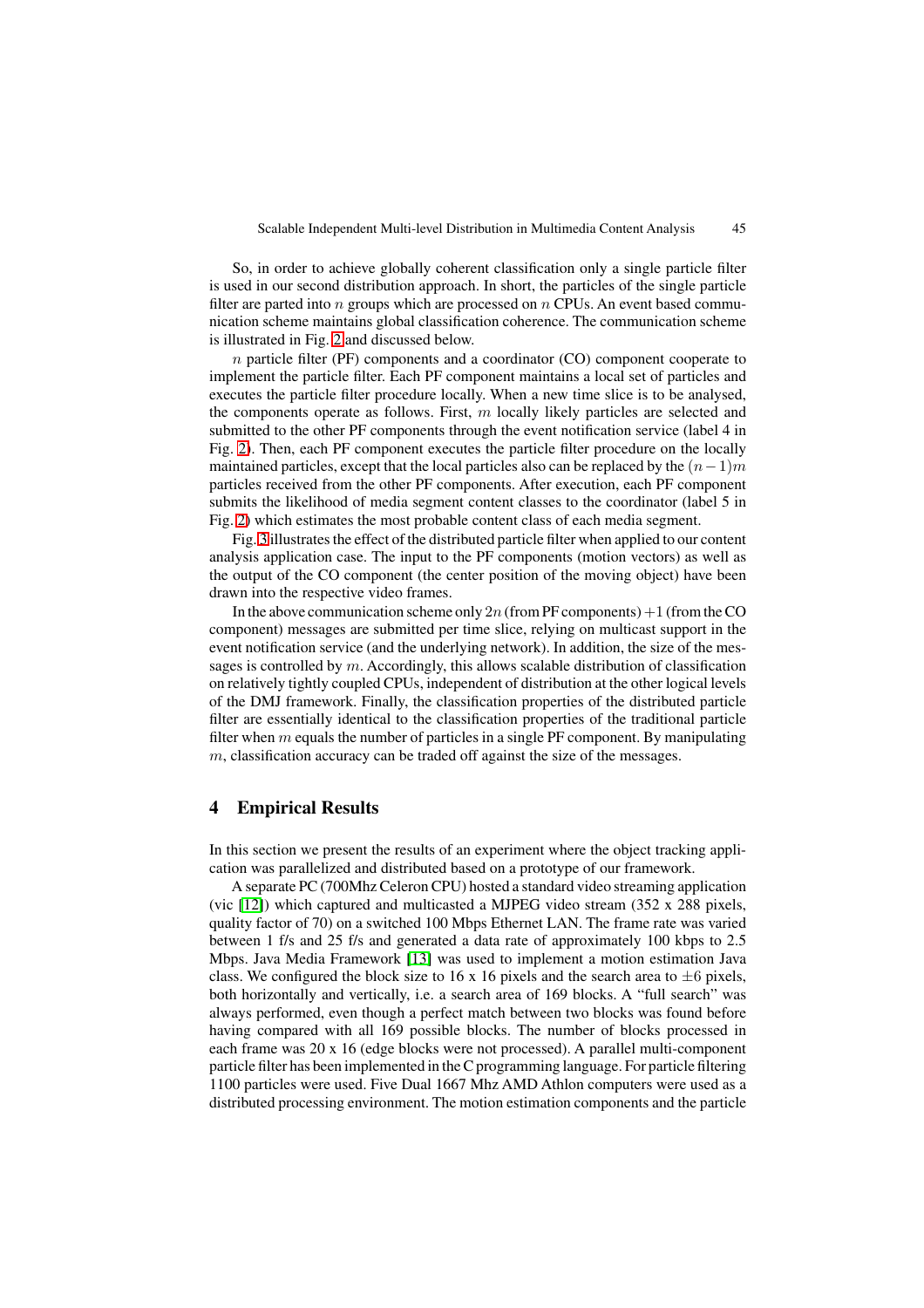So, in order to achieve globally coherent classification only a single particle filter is used in our second distribution approach. In short, the particles of the single particle filter are parted into $n$ groups which are processed on $n$ CPUs. An event based communication scheme maintains global classification coherence. The communication scheme is illustrated in Fig. 2 and discussed below.

$n$ particle filter (PF) components and a coordinator (CO) component cooperate to implement the particle filter. Each PF component maintains a local set of particles and executes the particle filter procedure locally. When a new time slice is to be analysed, the components operate as follows. First, $m$ locally likely particles are selected and submitted to the other PF components through the event notification service (label 4 in Fig. 2). Then, each PF component executes the particle filter procedure on the locally maintained particles, except that the local particles also can be replaced by the $(n-1)m$ particles received from the other PF components. After execution, each PF component submits the likelihood of media segment content classes to the coordinator (label 5 in Fig. 2) which estimates the most probable content class of each media segment.

Fig. 3 illustrates the effect of the distributed particle filter when applied to our content analysis application case. The input to the PF components (motion vectors) as well as the output of the CO component (the center position of the moving object) have been drawn into the respective video frames.

In the above communication scheme only $2n$ (from PF components) $+1$ (from the CO component) messages are submitted per time slice, relying on multicast support in the event notification service (and the underlying network). In addition, the size of the messages is controlled by $m$. Accordingly, this allows scalable distribution of classification on relatively tightly coupled CPUs, independent of distribution at the other logical levels of the DMJ framework. Finally, the classification properties of the distributed particle filter are essentially identical to the classification properties of the traditional particle filter when $m$ equals the number of particles in a single PF component. By manipulating $m$, classification accuracy can be traded off against the size of the messages.

## 4 Empirical Results

In this section we present the results of an experiment where the object tracking application was parallelized and distributed based on a prototype of our framework.

A separate PC (700Mhz Celeron CPU) hosted a standard video streaming application (vic [12]) which captured and multicasted a MJPEG video stream (352 x 288 pixels, quality factor of 70) on a switched 100 Mbps Ethernet LAN. The frame rate was varied between 1 f/s and 25 f/s and generated a data rate of approximately 100 kbps to 2.5 Mbps. Java Media Framework [13] was used to implement a motion estimation Java class. We configured the block size to 16 x 16 pixels and the search area to $\pm 6$ pixels, both horizontally and vertically, i.e. a search area of 169 blocks. A "full search" was always performed, even though a perfect match between two blocks was found before having compared with all 169 possible blocks. The number of blocks processed in each frame was 20 x 16 (edge blocks were not processed). A parallel multi-component particle filter has been implemented in the C programming language. For particle filtering 1100 particles were used. Five Dual 1667 Mhz AMD Athlon computers were used as a distributed processing environment. The motion estimation components and the particle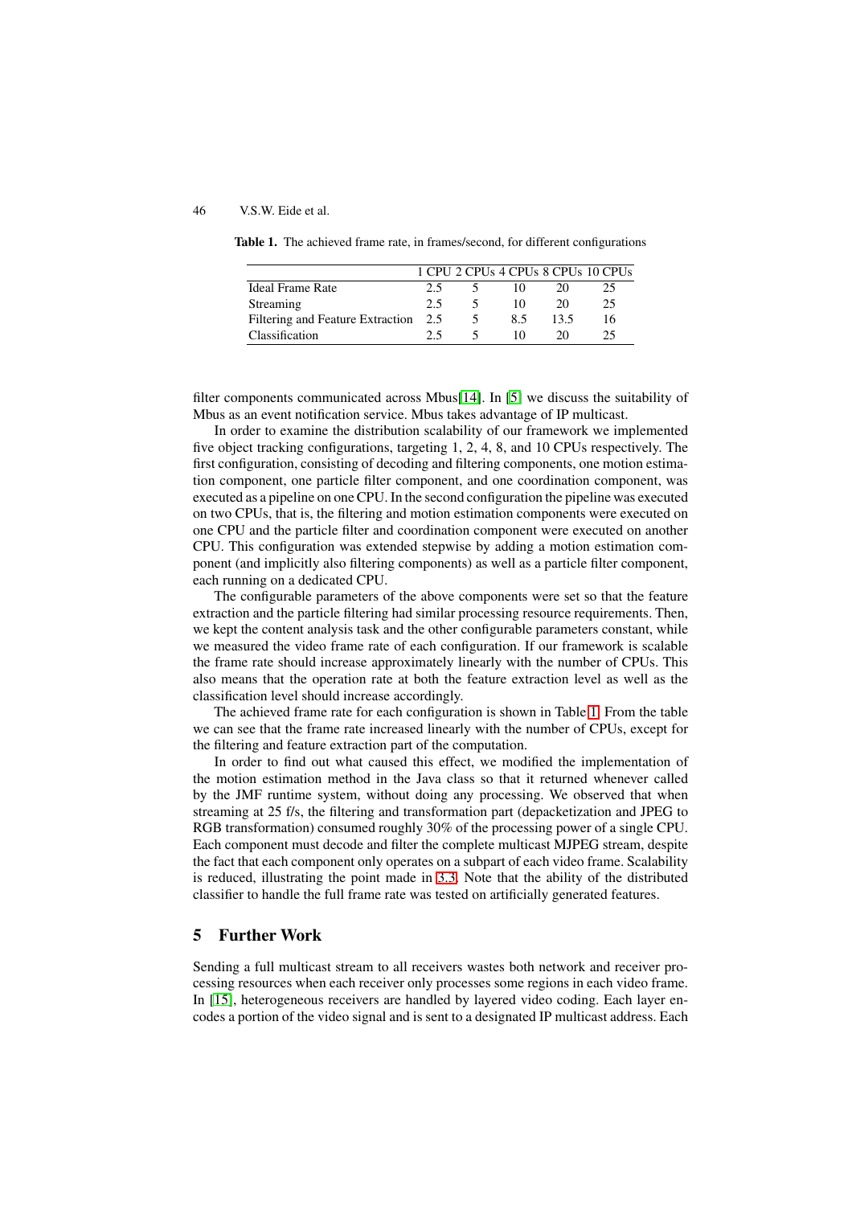**Table 1.** The achieved frame rate, in frames/second, for different configurations

| | 1 CPU | 2 CPUs | 4 CPUs | 8 CPUs | 10 CPUs |
|---|---|---|---|---|---|
| Ideal Frame Rate | 2.5 | 5 | 10 | 20 | 25 |
| Streaming | 2.5 | 5 | 10 | 20 | 25 |
| Filtering and Feature Extraction | 2.5 | 5 | 8.5 | 13.5 | 16 |
| Classification | 2.5 | 5 | 10 | 20 | 25 |

filter components communicated across Mbus[14]. In [5] we discuss the suitability of Mbus as an event notification service. Mbus takes advantage of IP multicast.

In order to examine the distribution scalability of our framework we implemented five object tracking configurations, targeting 1, 2, 4, 8, and 10 CPUs respectively. The first configuration, consisting of decoding and filtering components, one motion estimation component, one particle filter component, and one coordination component, was executed as a pipeline on one CPU. In the second configuration the pipeline was executed on two CPUs, that is, the filtering and motion estimation components were executed on one CPU and the particle filter and coordination component were executed on another CPU. This configuration was extended stepwise by adding a motion estimation component (and implicitly also filtering components) as well as a particle filter component, each running on a dedicated CPU.

The configurable parameters of the above components were set so that the feature extraction and the particle filtering had similar processing resource requirements. Then, we kept the content analysis task and the other configurable parameters constant, while we measured the video frame rate of each configuration. If our framework is scalable the frame rate should increase approximately linearly with the number of CPUs. This also means that the operation rate at both the feature extraction level as well as the classification level should increase accordingly.

The achieved frame rate for each configuration is shown in Table 1. From the table we can see that the frame rate increased linearly with the number of CPUs, except for the filtering and feature extraction part of the computation.

In order to find out what caused this effect, we modified the implementation of the motion estimation method in the Java class so that it returned whenever called by the JMF runtime system, without doing any processing. We observed that when streaming at 25 f/s, the filtering and transformation part (depacketization and JPEG to RGB transformation) consumed roughly 30% of the processing power of a single CPU. Each component must decode and filter the complete multicast MJPEG stream, despite the fact that each component only operates on a subpart of each video frame. Scalability is reduced, illustrating the point made in 3.3. Note that the ability of the distributed classifier to handle the full frame rate was tested on artificially generated features.

## 5 Further Work

Sending a full multicast stream to all receivers wastes both network and receiver processing resources when each receiver only processes some regions in each video frame. In [15], heterogeneous receivers are handled by layered video coding. Each layer encodes a portion of the video signal and is sent to a designated IP multicast address. Each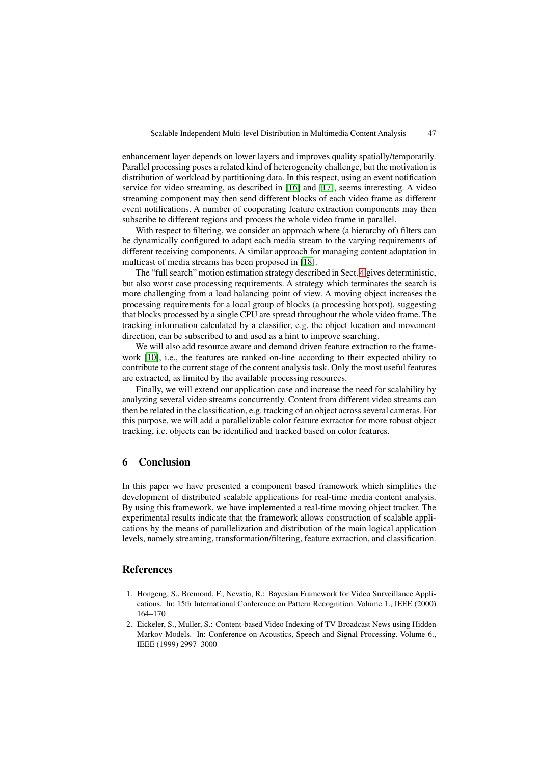enhancement layer depends on lower layers and improves quality spatially/temporarily. Parallel processing poses a related kind of heterogeneity challenge, but the motivation is distribution of workload by partitioning data. In this respect, using an event notification service for video streaming, as described in [16] and [17], seems interesting. A video streaming component may then send different blocks of each video frame as different event notifications. A number of cooperating feature extraction components may then subscribe to different regions and process the whole video frame in parallel.

With respect to filtering, we consider an approach where (a hierarchy of) filters can be dynamically configured to adapt each media stream to the varying requirements of different receiving components. A similar approach for managing content adaptation in multicast of media streams has been proposed in [18].

The "full search" motion estimation strategy described in Sect. 4 gives deterministic, but also worst case processing requirements. A strategy which terminates the search is more challenging from a load balancing point of view. A moving object increases the processing requirements for a local group of blocks (a processing hotspot), suggesting that blocks processed by a single CPU are spread throughout the whole video frame. The tracking information calculated by a classifier, e.g. the object location and movement direction, can be subscribed to and used as a hint to improve searching.

We will also add resource aware and demand driven feature extraction to the framework [10], i.e., the features are ranked on-line according to their expected ability to contribute to the current stage of the content analysis task. Only the most useful features are extracted, as limited by the available processing resources.

Finally, we will extend our application case and increase the need for scalability by analyzing several video streams concurrently. Content from different video streams can then be related in the classification, e.g. tracking of an object across several cameras. For this purpose, we will add a parallelizable color feature extractor for more robust object tracking, i.e. objects can be identified and tracked based on color features.

## 6 Conclusion

In this paper we have presented a component based framework which simplifies the development of distributed scalable applications for real-time media content analysis. By using this framework, we have implemented a real-time moving object tracker. The experimental results indicate that the framework allows construction of scalable applications by the means of parallelization and distribution of the main logical application levels, namely streaming, transformation/filtering, feature extraction, and classification.

## References

1. Hongeng, S., Bremond, F., Nevatia, R.: Bayesian Framework for Video Surveillance Applications. In: 15th International Conference on Pattern Recognition. Volume 1., IEEE (2000) 164–170
2. Eickeler, S., Muller, S.: Content-based Video Indexing of TV Broadcast News using Hidden Markov Models. In: Conference on Acoustics, Speech and Signal Processing. Volume 6., IEEE (1999) 2997–3000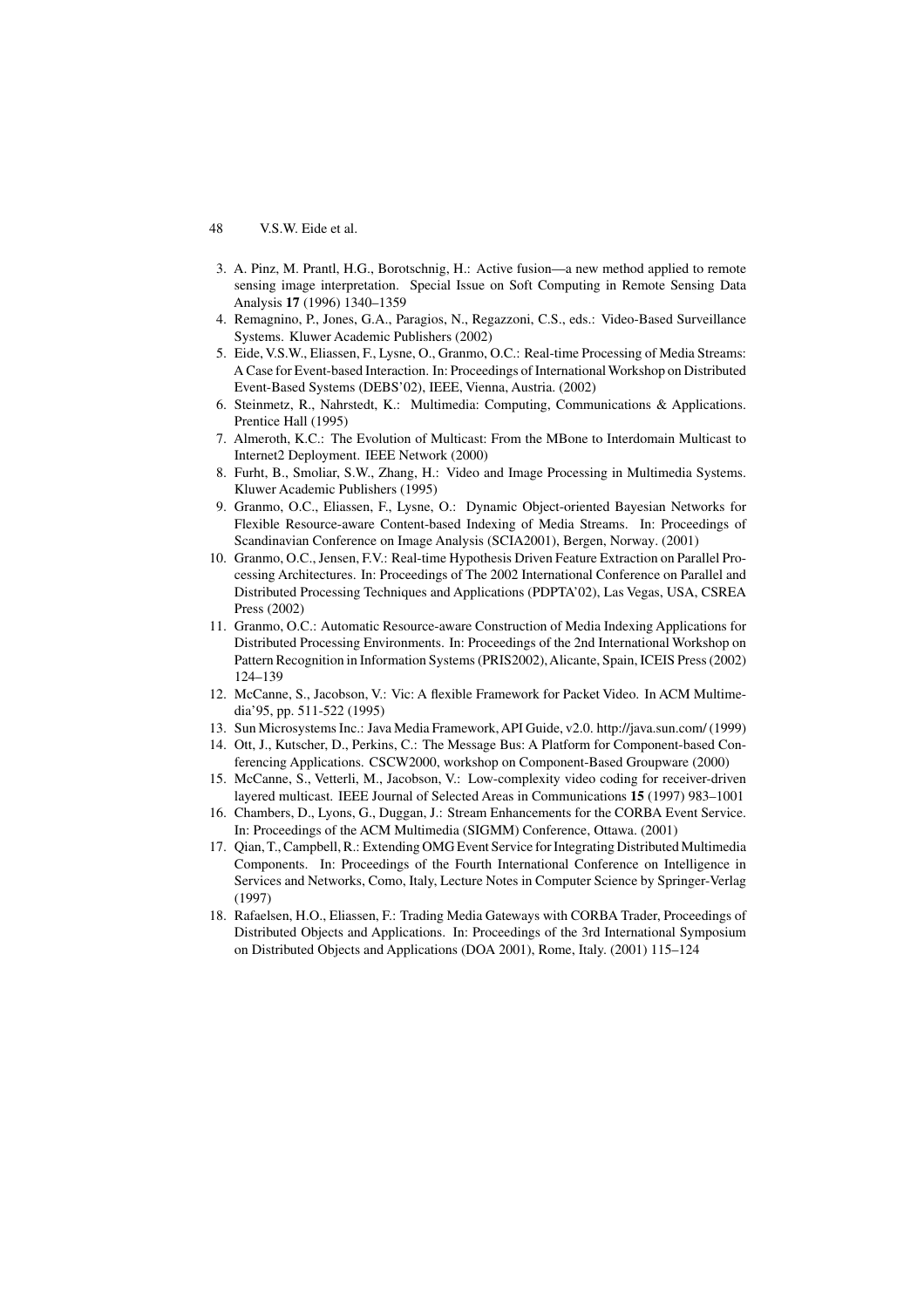3. A. Pinz, M. Prantl, H.G., Borotschnig, H.: Active fusion—a new method applied to remote sensing image interpretation. Special Issue on Soft Computing in Remote Sensing Data Analysis **17** (1996) 1340–1359
4. Remagnino, P., Jones, G.A., Paragios, N., Regazzoni, C.S., eds.: Video-Based Surveillance Systems. Kluwer Academic Publishers (2002)
5. Eide, V.S.W., Eliassen, F., Lysne, O., Granmo, O.C.: Real-time Processing of Media Streams: A Case for Event-based Interaction. In: Proceedings of International Workshop on Distributed Event-Based Systems (DEBS'02), IEEE, Vienna, Austria. (2002)
6. Steinmetz, R., Nahrstedt, K.: Multimedia: Computing, Communications & Applications. Prentice Hall (1995)
7. Almeroth, K.C.: The Evolution of Multicast: From the MBone to Interdomain Multicast to Internet2 Deployment. IEEE Network (2000)
8. Furht, B., Smoliar, S.W., Zhang, H.: Video and Image Processing in Multimedia Systems. Kluwer Academic Publishers (1995)
9. Granmo, O.C., Eliassen, F., Lysne, O.: Dynamic Object-oriented Bayesian Networks for Flexible Resource-aware Content-based Indexing of Media Streams. In: Proceedings of Scandinavian Conference on Image Analysis (SCIA2001), Bergen, Norway. (2001)
10. Granmo, O.C., Jensen, F.V.: Real-time Hypothesis Driven Feature Extraction on Parallel Processing Architectures. In: Proceedings of The 2002 International Conference on Parallel and Distributed Processing Techniques and Applications (PDPTA'02), Las Vegas, USA, CSREA Press (2002)
11. Granmo, O.C.: Automatic Resource-aware Construction of Media Indexing Applications for Distributed Processing Environments. In: Proceedings of the 2nd International Workshop on Pattern Recognition in Information Systems (PRIS2002), Alicante, Spain, ICEIS Press (2002) 124–139
12. McCanne, S., Jacobson, V.: Vic: A flexible Framework for Packet Video. In ACM Multimedia'95, pp. 511-522 (1995)
13. Sun Microsystems Inc.: Java Media Framework, API Guide, v2.0. http://java.sun.com/ (1999)
14. Ott, J., Kutscher, D., Perkins, C.: The Message Bus: A Platform for Component-based Conferencing Applications. CSCW2000, workshop on Component-Based Groupware (2000)
15. McCanne, S., Vetterli, M., Jacobson, V.: Low-complexity video coding for receiver-driven layered multicast. IEEE Journal of Selected Areas in Communications **15** (1997) 983–1001
16. Chambers, D., Lyons, G., Duggan, J.: Stream Enhancements for the CORBA Event Service. In: Proceedings of the ACM Multimedia (SIGMM) Conference, Ottawa. (2001)
17. Qian, T., Campbell, R.: Extending OMG Event Service for Integrating Distributed Multimedia Components. In: Proceedings of the Fourth International Conference on Intelligence in Services and Networks, Como, Italy, Lecture Notes in Computer Science by Springer-Verlag (1997)
18. Rafaelsen, H.O., Eliassen, F.: Trading Media Gateways with CORBA Trader, Proceedings of Distributed Objects and Applications. In: Proceedings of the 3rd International Symposium on Distributed Objects and Applications (DOA 2001), Rome, Italy. (2001) 115–124